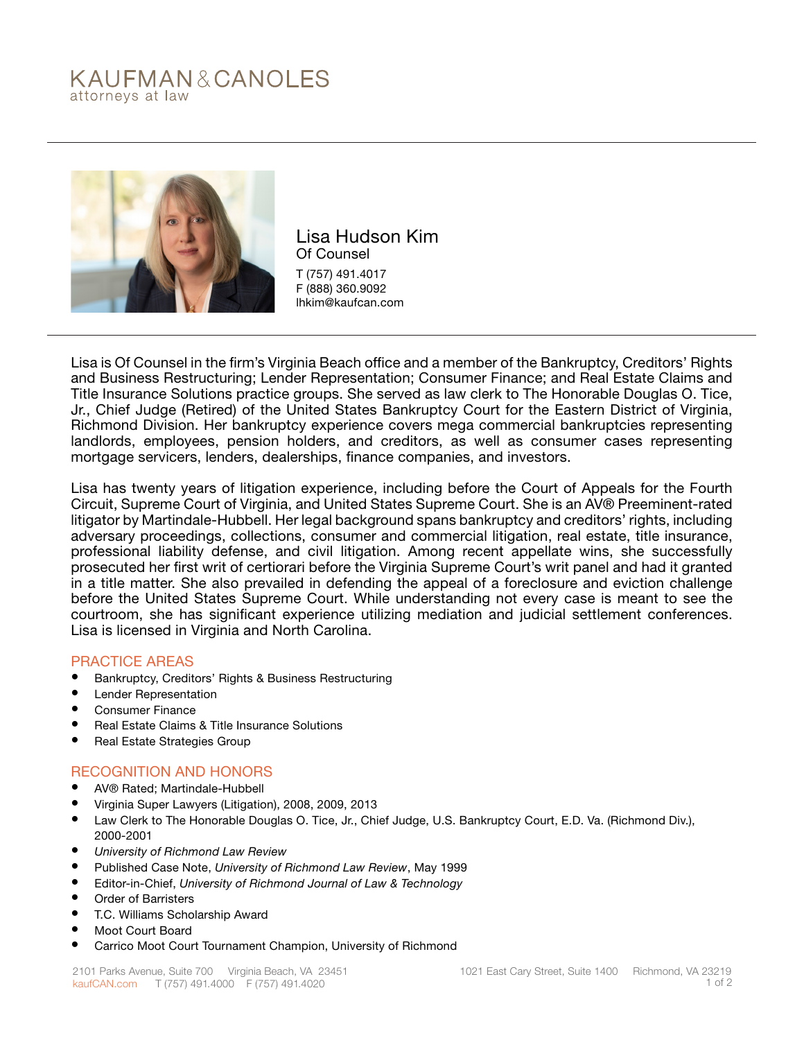KAUFMAN & CANOLES
attorneys at law

# Lisa Hudson Kim

Of Counsel

T (757) 491.4017
F (888) 360.9092
lhkim@kaufcan.com

Lisa is Of Counsel in the firm's Virginia Beach office and a member of the Bankruptcy, Creditors' Rights and Business Restructuring; Lender Representation; Consumer Finance; and Real Estate Claims and Title Insurance Solutions practice groups. She served as law clerk to The Honorable Douglas O. Tice, Jr., Chief Judge (Retired) of the United States Bankruptcy Court for the Eastern District of Virginia, Richmond Division. Her bankruptcy experience covers mega commercial bankruptcies representing landlords, employees, pension holders, and creditors, as well as consumer cases representing mortgage servicers, lenders, dealerships, finance companies, and investors.

Lisa has twenty years of litigation experience, including before the Court of Appeals for the Fourth Circuit, Supreme Court of Virginia, and United States Supreme Court. She is an AV® Preeminent-rated litigator by Martindale-Hubbell. Her legal background spans bankruptcy and creditors' rights, including adversary proceedings, collections, consumer and commercial litigation, real estate, title insurance, professional liability defense, and civil litigation. Among recent appellate wins, she successfully prosecuted her first writ of certiorari before the Virginia Supreme Court's writ panel and had it granted in a title matter. She also prevailed in defending the appeal of a foreclosure and eviction challenge before the United States Supreme Court. While understanding not every case is meant to see the courtroom, she has significant experience utilizing mediation and judicial settlement conferences. Lisa is licensed in Virginia and North Carolina.

## PRACTICE AREAS

- Bankruptcy, Creditors' Rights & Business Restructuring
- Lender Representation
- Consumer Finance
- Real Estate Claims & Title Insurance Solutions
- Real Estate Strategies Group

## RECOGNITION AND HONORS

- AV® Rated; Martindale-Hubbell
- Virginia Super Lawyers (Litigation), 2008, 2009, 2013
- Law Clerk to The Honorable Douglas O. Tice, Jr., Chief Judge, U.S. Bankruptcy Court, E.D. Va. (Richmond Div.), 2000-2001
- *University of Richmond Law Review*
- Published Case Note, *University of Richmond Law Review*, May 1999
- Editor-in-Chief, *University of Richmond Journal of Law & Technology*
- Order of Barristers
- T.C. Williams Scholarship Award
- Moot Court Board
- Carrico Moot Court Tournament Champion, University of Richmond

2101 Parks Avenue, Suite 700 Virginia Beach, VA 23451
kaufCAN.com T (757) 491.4000 F (757) 491.4020
1021 East Cary Street, Suite 1400 Richmond, VA 23219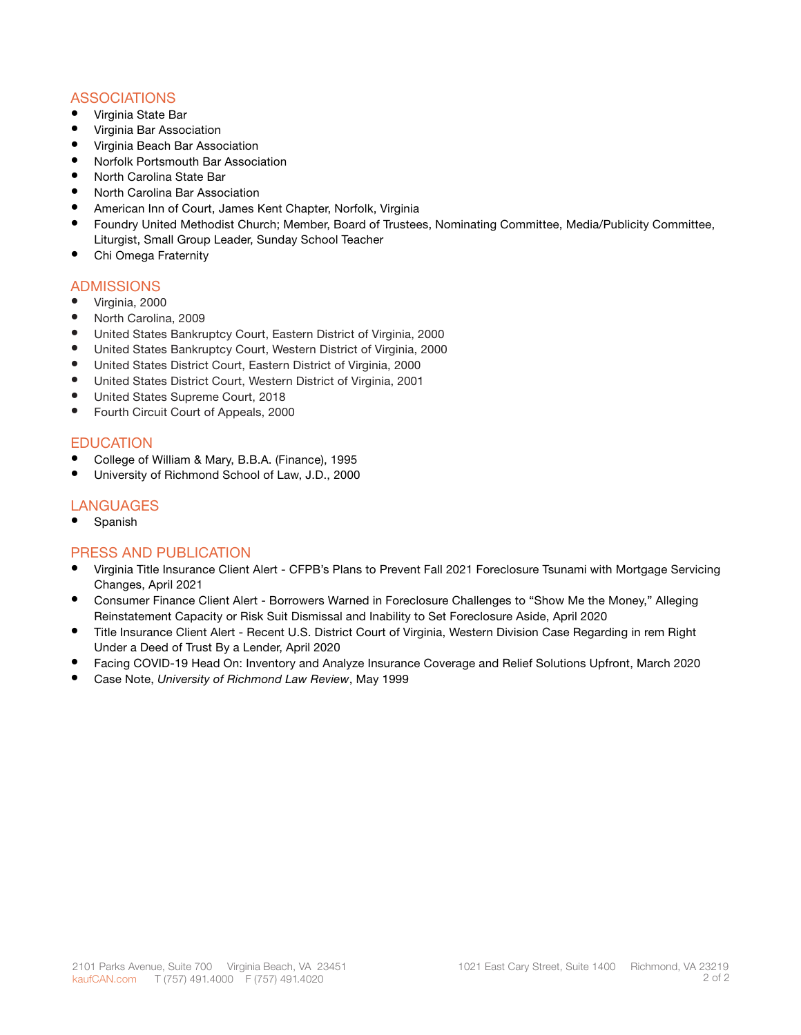## ASSOCIATIONS

- Virginia State Bar
- Virginia Bar Association
- Virginia Beach Bar Association
- Norfolk Portsmouth Bar Association
- North Carolina State Bar
- North Carolina Bar Association
- American Inn of Court, James Kent Chapter, Norfolk, Virginia
- Foundry United Methodist Church; Member, Board of Trustees, Nominating Committee, Media/Publicity Committee, Liturgist, Small Group Leader, Sunday School Teacher
- Chi Omega Fraternity

## ADMISSIONS

- Virginia, 2000
- North Carolina, 2009
- United States Bankruptcy Court, Eastern District of Virginia, 2000
- United States Bankruptcy Court, Western District of Virginia, 2000
- United States District Court, Eastern District of Virginia, 2000
- United States District Court, Western District of Virginia, 2001
- United States Supreme Court, 2018
- Fourth Circuit Court of Appeals, 2000

## EDUCATION

- College of William & Mary, B.B.A. (Finance), 1995
- University of Richmond School of Law, J.D., 2000

## LANGUAGES

- Spanish

## PRESS AND PUBLICATION

- Virginia Title Insurance Client Alert - CFPB's Plans to Prevent Fall 2021 Foreclosure Tsunami with Mortgage Servicing Changes, April 2021
- Consumer Finance Client Alert - Borrowers Warned in Foreclosure Challenges to "Show Me the Money," Alleging Reinstatement Capacity or Risk Suit Dismissal and Inability to Set Foreclosure Aside, April 2020
- Title Insurance Client Alert - Recent U.S. District Court of Virginia, Western Division Case Regarding in rem Right Under a Deed of Trust By a Lender, April 2020
- Facing COVID-19 Head On: Inventory and Analyze Insurance Coverage and Relief Solutions Upfront, March 2020
- Case Note, *University of Richmond Law Review*, May 1999